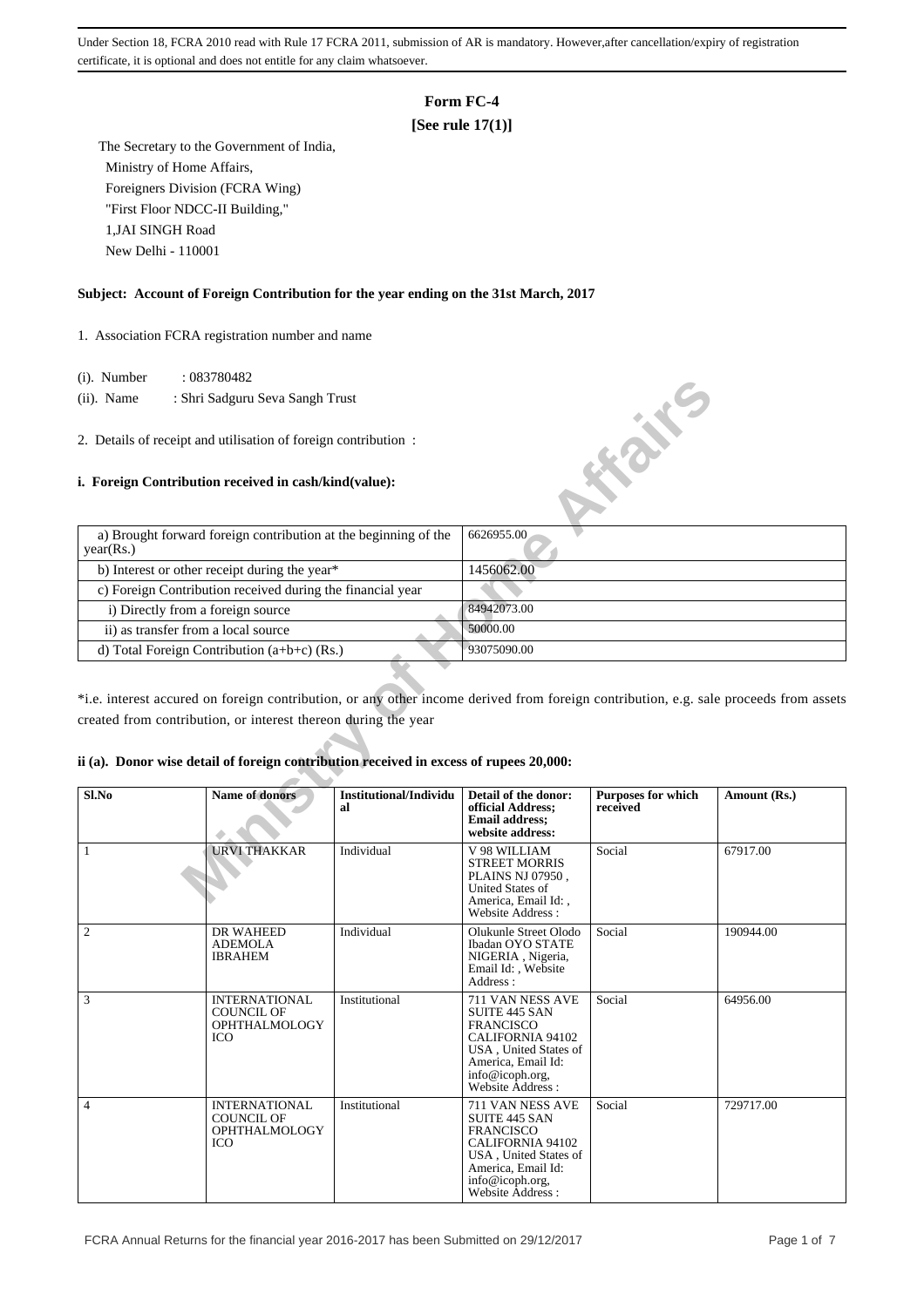Under Section 18, FCRA 2010 read with Rule 17 FCRA 2011, submission of AR is mandatory. However,after cancellation/expiry of registration certificate, it is optional and does not entitle for any claim whatsoever.

# Form FC-4

**[See rule 17(1)]**

The Secretary to the Government of India,
Ministry of Home Affairs,
Foreigners Division (FCRA Wing)
"First Floor NDCC-II Building,"
1,JAI SINGH Road
New Delhi - 110001

**Subject: Account of Foreign Contribution for the year ending on the 31st March, 2017**

1. Association FCRA registration number and name

(i). Number : 083780482

(ii). Name : Shri Sadguru Seva Sangh Trust

2. Details of receipt and utilisation of foreign contribution :

**i. Foreign Contribution received in cash/kind(value):**

| | |
|---|---|
| a) Brought forward foreign contribution at the beginning of the year(Rs.) | 6626955.00 |
| b) Interest or other receipt during the year* | 1456062.00 |
| c) Foreign Contribution received during the financial year | |
| i) Directly from a foreign source | 84942073.00 |
| ii) as transfer from a local source | 50000.00 |
| d) Total Foreign Contribution (a+b+c) (Rs.) | 93075090.00 |

*i.e. interest accured on foreign contribution, or any other income derived from foreign contribution, e.g. sale proceeds from assets created from contribution, or interest thereon during the year

**ii (a). Donor wise detail of foreign contribution received in excess of rupees 20,000:**

| Sl.No | Name of donors | Institutional/Individual | Detail of the donor: official Address; Email address; website address: | Purposes for which received | Amount (Rs.) |
|---|---|---|---|---|---|
| 1 | URVI THAKKAR | Individual | V 98 WILLIAM STREET MORRIS PLAINS NJ 07950 , United States of America, Email Id: , Website Address : | Social | 67917.00 |
| 2 | DR WAHEED ADEMOLA IBRAHEM | Individual | Olukunle Street Olodo Ibadan OYO STATE NIGERIA , Nigeria, Email Id: , Website Address : | Social | 190944.00 |
| 3 | INTERNATIONAL COUNCIL OF OPHTHALMOLOGY ICO | Institutional | 711 VAN NESS AVE SUITE 445 SAN FRANCISCO CALIFORNIA 94102 USA , United States of America, Email Id: info@icoph.org, Website Address : | Social | 64956.00 |
| 4 | INTERNATIONAL COUNCIL OF OPHTHALMOLOGY ICO | Institutional | 711 VAN NESS AVE SUITE 445 SAN FRANCISCO CALIFORNIA 94102 USA , United States of America, Email Id: info@icoph.org, Website Address : | Social | 729717.00 |

FCRA Annual Returns for the financial year 2016-2017 has been Submitted on 29/12/2017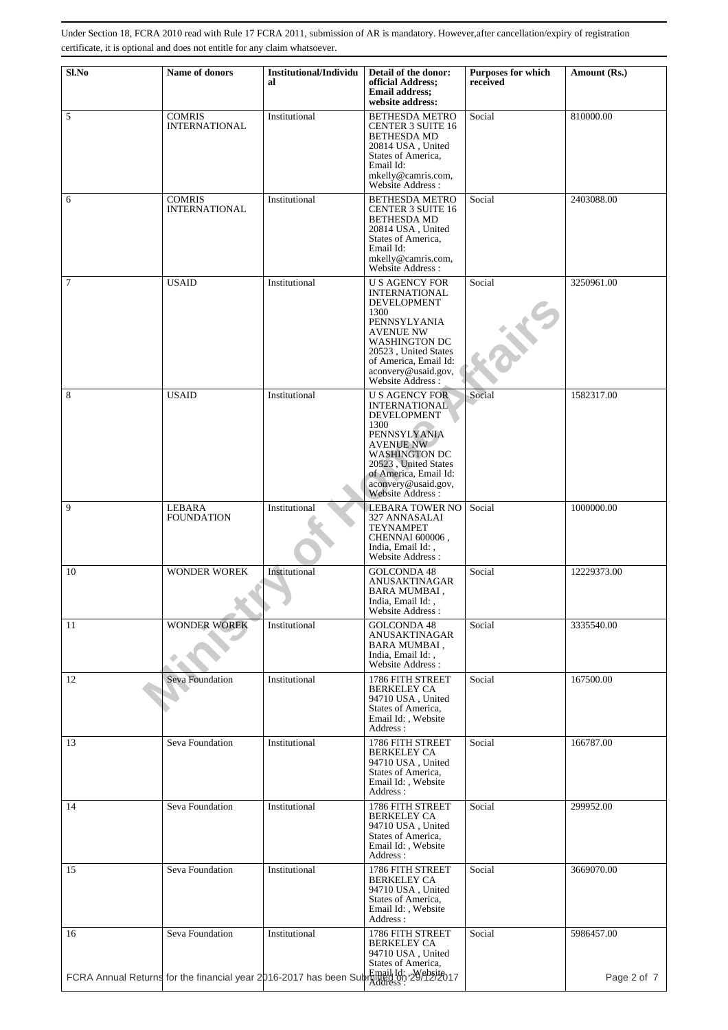Under Section 18, FCRA 2010 read with Rule 17 FCRA 2011, submission of AR is mandatory. However,after cancellation/expiry of registration certificate, it is optional and does not entitle for any claim whatsoever.

| Sl.No | Name of donors | Institutional/Individual | Detail of the donor: official Address; Email address; website address: | Purposes for which received | Amount (Rs.) |
|---|---|---|---|---|---|
| 5 | COMRIS INTERNATIONAL | Institutional | BETHESDA METRO CENTER 3 SUITE 16 BETHESDA MD 20814 USA , United States of America, Email Id: mkelly@camris.com, Website Address : | Social | 810000.00 |
| 6 | COMRIS INTERNATIONAL | Institutional | BETHESDA METRO CENTER 3 SUITE 16 BETHESDA MD 20814 USA , United States of America, Email Id: mkelly@camris.com, Website Address : | Social | 2403088.00 |
| 7 | USAID | Institutional | U S AGENCY FOR INTERNATIONAL DEVELOPMENT 1300 PENNSYLYANIA AVENUE NW WASHINGTON DC 20523 , United States of America, Email Id: aconvery@usaid.gov, Website Address : | Social | 3250961.00 |
| 8 | USAID | Institutional | U S AGENCY FOR INTERNATIONAL DEVELOPMENT 1300 PENNSYLYANIA AVENUE NW WASHINGTON DC 20523 , United States of America, Email Id: aconvery@usaid.gov, Website Address : | Social | 1582317.00 |
| 9 | LEBARA FOUNDATION | Institutional | LEBARA TOWER NO 327 ANNASALAI TEYNAMPET CHENNAI 600006 , India, Email Id: , Website Address : | Social | 1000000.00 |
| 10 | WONDER WOREK | Institutional | GOLCONDA 48 ANUSAKTINAGAR BARA MUMBAI , India, Email Id: , Website Address : | Social | 12229373.00 |
| 11 | WONDER WOREK | Institutional | GOLCONDA 48 ANUSAKTINAGAR BARA MUMBAI , India, Email Id: , Website Address : | Social | 3335540.00 |
| 12 | Seva Foundation | Institutional | 1786 FITH STREET BERKELEY CA 94710 USA , United States of America, Email Id: , Website Address : | Social | 167500.00 |
| 13 | Seva Foundation | Institutional | 1786 FITH STREET BERKELEY CA 94710 USA , United States of America, Email Id: , Website Address : | Social | 166787.00 |
| 14 | Seva Foundation | Institutional | 1786 FITH STREET BERKELEY CA 94710 USA , United States of America, Email Id: , Website Address : | Social | 299952.00 |
| 15 | Seva Foundation | Institutional | 1786 FITH STREET BERKELEY CA 94710 USA , United States of America, Email Id: , Website Address : | Social | 3669070.00 |
| 16 | Seva Foundation | Institutional | 1786 FITH STREET BERKELEY CA 94710 USA , United States of America, Email Id: , Website Address : | Social | 5986457.00 |

FCRA Annual Returns for the financial year 2016-2017 has been Submitted on 29/12/2017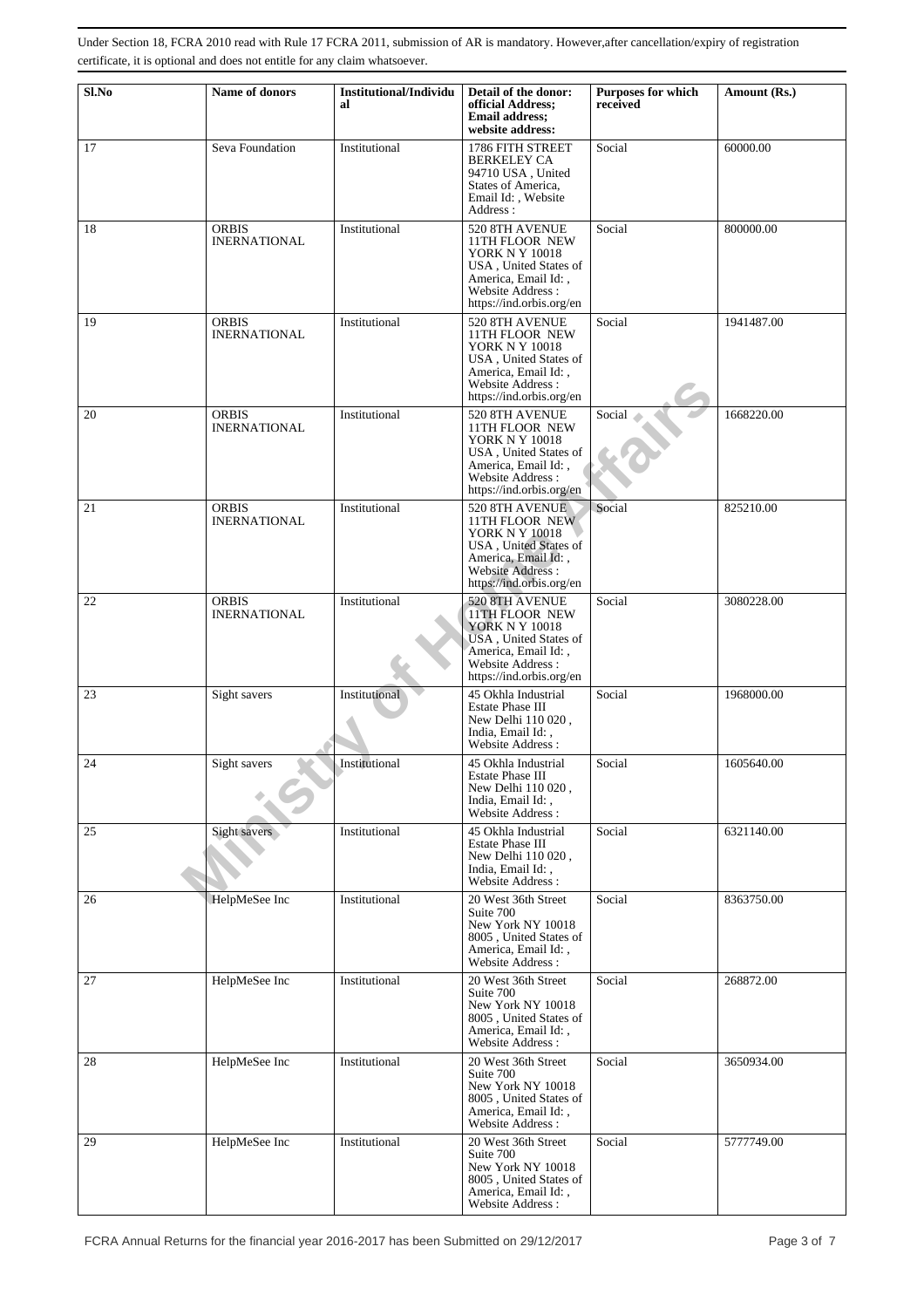Under Section 18, FCRA 2010 read with Rule 17 FCRA 2011, submission of AR is mandatory. However,after cancellation/expiry of registration certificate, it is optional and does not entitle for any claim whatsoever.

| Sl.No | Name of donors | Institutional/Individual | Detail of the donor: official Address; Email address; website address: | Purposes for which received | Amount (Rs.) |
|---|---|---|---|---|---|
| 17 | Seva Foundation | Institutional | 1786 FITH STREET BERKELEY CA 94710 USA , United States of America, Email Id: , Website Address : | Social | 60000.00 |
| 18 | ORBIS INERNATIONAL | Institutional | 520 8TH AVENUE 11TH FLOOR NEW YORK N Y 10018 USA , United States of America, Email Id: , Website Address : https://ind.orbis.org/en | Social | 800000.00 |
| 19 | ORBIS INERNATIONAL | Institutional | 520 8TH AVENUE 11TH FLOOR NEW YORK N Y 10018 USA , United States of America, Email Id: , Website Address : https://ind.orbis.org/en | Social | 1941487.00 |
| 20 | ORBIS INERNATIONAL | Institutional | 520 8TH AVENUE 11TH FLOOR NEW YORK N Y 10018 USA , United States of America, Email Id: , Website Address : https://ind.orbis.org/en | Social | 1668220.00 |
| 21 | ORBIS INERNATIONAL | Institutional | 520 8TH AVENUE 11TH FLOOR NEW YORK N Y 10018 USA , United States of America, Email Id: , Website Address : https://ind.orbis.org/en | Social | 825210.00 |
| 22 | ORBIS INERNATIONAL | Institutional | 520 8TH AVENUE 11TH FLOOR NEW YORK N Y 10018 USA , United States of America, Email Id: , Website Address : https://ind.orbis.org/en | Social | 3080228.00 |
| 23 | Sight savers | Institutional | 45 Okhla Industrial Estate Phase III New Delhi 110 020 , India, Email Id: , Website Address : | Social | 1968000.00 |
| 24 | Sight savers | Institutional | 45 Okhla Industrial Estate Phase III New Delhi 110 020 , India, Email Id: , Website Address : | Social | 1605640.00 |
| 25 | Sight savers | Institutional | 45 Okhla Industrial Estate Phase III New Delhi 110 020 , India, Email Id: , Website Address : | Social | 6321140.00 |
| 26 | HelpMeSee Inc | Institutional | 20 West 36th Street Suite 700 New York NY 10018 8005 , United States of America, Email Id: , Website Address : | Social | 8363750.00 |
| 27 | HelpMeSee Inc | Institutional | 20 West 36th Street Suite 700 New York NY 10018 8005 , United States of America, Email Id: , Website Address : | Social | 268872.00 |
| 28 | HelpMeSee Inc | Institutional | 20 West 36th Street Suite 700 New York NY 10018 8005 , United States of America, Email Id: , Website Address : | Social | 3650934.00 |
| 29 | HelpMeSee Inc | Institutional | 20 West 36th Street Suite 700 New York NY 10018 8005 , United States of America, Email Id: , Website Address : | Social | 5777749.00 |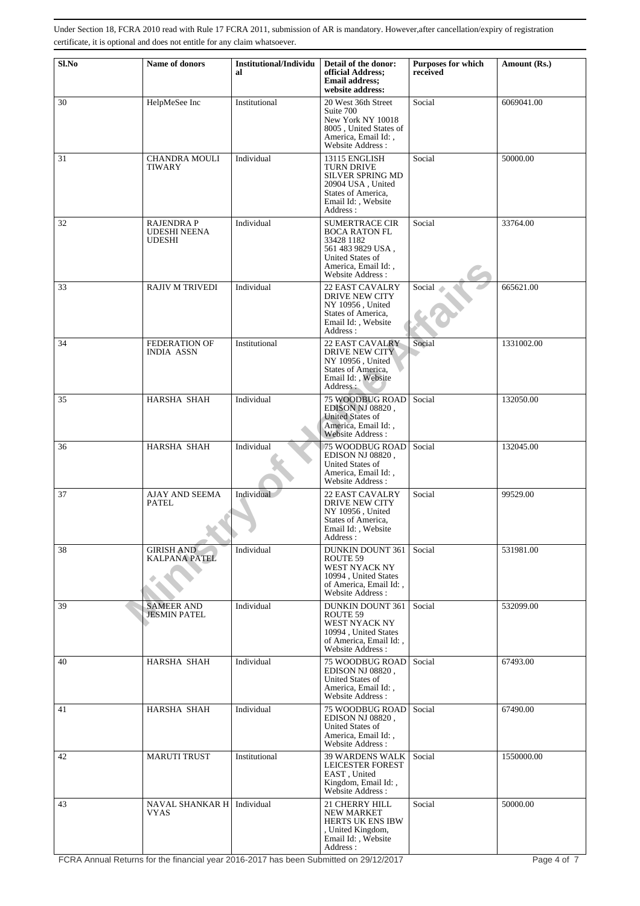Under Section 18, FCRA 2010 read with Rule 17 FCRA 2011, submission of AR is mandatory. However,after cancellation/expiry of registration certificate, it is optional and does not entitle for any claim whatsoever.

| Sl.No | Name of donors | Institutional/Individual | Detail of the donor: official Address; Email address; website address: | Purposes for which received | Amount (Rs.) |
|---|---|---|---|---|---|
| 30 | HelpMeSee Inc | Institutional | 20 West 36th Street Suite 700 New York NY 10018 8005 , United States of America, Email Id: , Website Address : | Social | 6069041.00 |
| 31 | CHANDRA MOULI TIWARY | Individual | 13115 ENGLISH TURN DRIVE SILVER SPRING MD 20904 USA , United States of America, Email Id: , Website Address : | Social | 50000.00 |
| 32 | RAJENDRA P UDESHI NEENA UDESHI | Individual | SUMERTRACE CIR BOCA RATON FL 33428 1182 561 483 9829 USA , United States of America, Email Id: , Website Address : | Social | 33764.00 |
| 33 | RAJIV M TRIVEDI | Individual | 22 EAST CAVALRY DRIVE NEW CITY NY 10956 , United States of America, Email Id: , Website Address : | Social | 665621.00 |
| 34 | FEDERATION OF INDIA ASSN | Institutional | 22 EAST CAVALRY DRIVE NEW CITY NY 10956 , United States of America, Email Id: , Website Address : | Social | 1331002.00 |
| 35 | HARSHA SHAH | Individual | 75 WOODBUG ROAD EDISON NJ 08820 , United States of America, Email Id: , Website Address : | Social | 132050.00 |
| 36 | HARSHA SHAH | Individual | 75 WOODBUG ROAD EDISON NJ 08820 , United States of America, Email Id: , Website Address : | Social | 132045.00 |
| 37 | AJAY AND SEEMA PATEL | Individual | 22 EAST CAVALRY DRIVE NEW CITY NY 10956 , United States of America, Email Id: , Website Address : | Social | 99529.00 |
| 38 | GIRISH AND KALPANA PATEL | Individual | DUNKIN DOUNT 361 ROUTE 59 WEST NYACK NY 10994 , United States of America, Email Id: , Website Address : | Social | 531981.00 |
| 39 | SAMEER AND JESMIN PATEL | Individual | DUNKIN DOUNT 361 ROUTE 59 WEST NYACK NY 10994 , United States of America, Email Id: , Website Address : | Social | 532099.00 |
| 40 | HARSHA SHAH | Individual | 75 WOODBUG ROAD EDISON NJ 08820 , United States of America, Email Id: , Website Address : | Social | 67493.00 |
| 41 | HARSHA SHAH | Individual | 75 WOODBUG ROAD EDISON NJ 08820 , United States of America, Email Id: , Website Address : | Social | 67490.00 |
| 42 | MARUTI TRUST | Institutional | 39 WARDENS WALK LEICESTER FOREST EAST , United Kingdom, Email Id: , Website Address : | Social | 1550000.00 |
| 43 | NAVAL SHANKAR H VYAS | Individual | 21 CHERRY HILL NEW MARKET HERTS UK ENS IBW , United Kingdom, Email Id: , Website Address : | Social | 50000.00 |

FCRA Annual Returns for the financial year 2016-2017 has been Submitted on 29/12/2017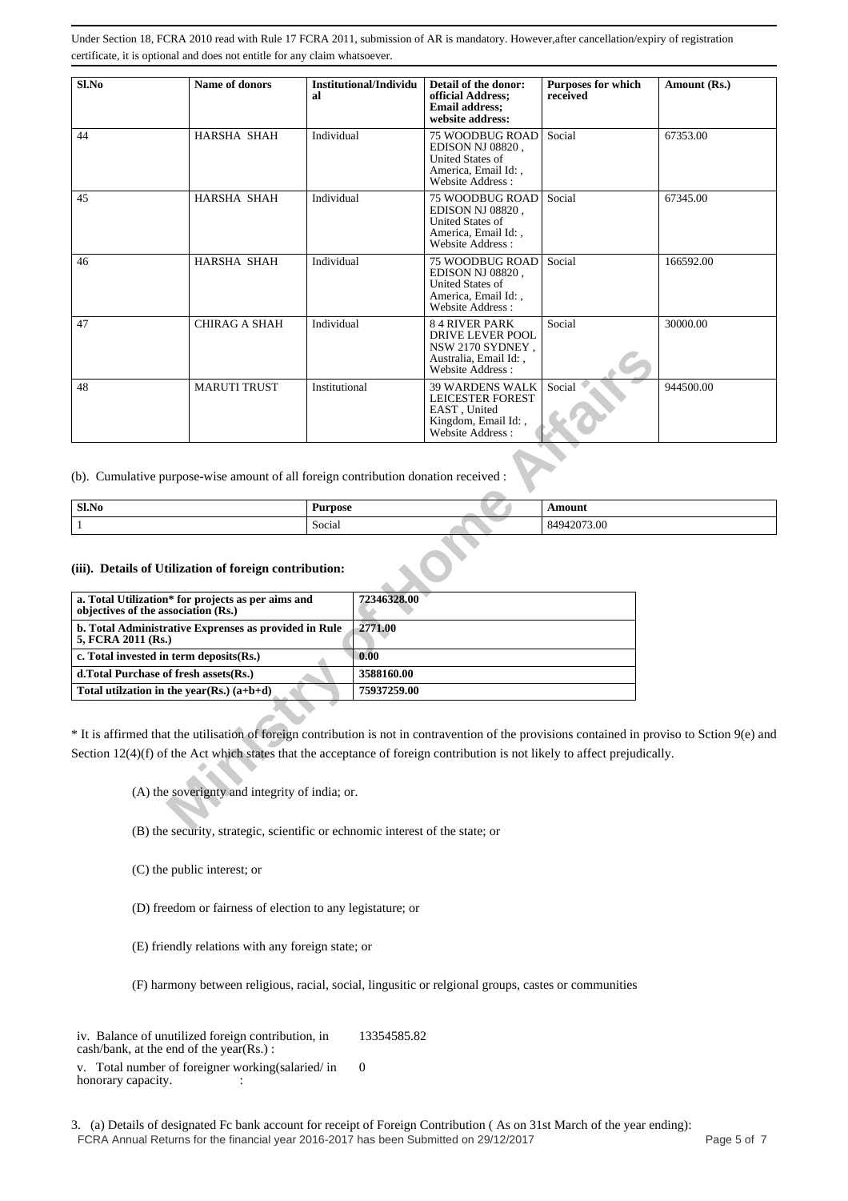Under Section 18, FCRA 2010 read with Rule 17 FCRA 2011, submission of AR is mandatory. However,after cancellation/expiry of registration certificate, it is optional and does not entitle for any claim whatsoever.

| Sl.No | Name of donors | Institutional/Individual | Detail of the donor: official Address; Email address; website address: | Purposes for which received | Amount (Rs.) |
|---|---|---|---|---|---|
| 44 | HARSHA SHAH | Individual | 75 WOODBUG ROAD EDISON NJ 08820 , United States of America, Email Id: , Website Address : | Social | 67353.00 |
| 45 | HARSHA SHAH | Individual | 75 WOODBUG ROAD EDISON NJ 08820 , United States of America, Email Id: , Website Address : | Social | 67345.00 |
| 46 | HARSHA SHAH | Individual | 75 WOODBUG ROAD EDISON NJ 08820 , United States of America, Email Id: , Website Address : | Social | 166592.00 |
| 47 | CHIRAG A SHAH | Individual | 8 4 RIVER PARK DRIVE LEVER POOL NSW 2170 SYDNEY , Australia, Email Id: , Website Address : | Social | 30000.00 |
| 48 | MARUTI TRUST | Institutional | 39 WARDENS WALK LEICESTER FOREST EAST , United Kingdom, Email Id: , Website Address : | Social | 944500.00 |

(b). Cumulative purpose-wise amount of all foreign contribution donation received :

| Sl.No | Purpose | Amount |
|---|---|---|
| 1 | Social | 84942073.00 |

**(iii). Details of Utilization of foreign contribution:**

| | |
|---|---|
| **a. Total Utilization* for projects as per aims and objectives of the association (Rs.)** | **72346328.00** |
| **b. Total Administrative Exprenses as provided in Rule 5, FCRA 2011 (Rs.)** | **2771.00** |
| **c. Total invested in term deposits(Rs.)** | **0.00** |
| **d.Total Purchase of fresh assets(Rs.)** | **3588160.00** |
| **Total utilzation in the year(Rs.) (a+b+d)** | **75937259.00** |

* It is affirmed that the utilisation of foreign contribution is not in contravention of the provisions contained in proviso to Sction 9(e) and Section 12(4)(f) of the Act which states that the acceptance of foreign contribution is not likely to affect prejudically.

(A) the soverignty and integrity of india; or.

(B) the security, strategic, scientific or echnomic interest of the state; or

(C) the public interest; or

(D) freedom or fairness of election to any legistature; or

(E) friendly relations with any foreign state; or

(F) harmony between religious, racial, social, lingusitic or relgional groups, castes or communities

| | |
|---|---|
| iv. Balance of unutilized foreign contribution, in cash/bank, at the end of the year(Rs.) : | 13354585.82 |
| v. Total number of foreigner working(salaried/ in honorary capacity. : | 0 |

3. (a) Details of designated Fc bank account for receipt of Foreign Contribution ( As on 31st March of the year ending):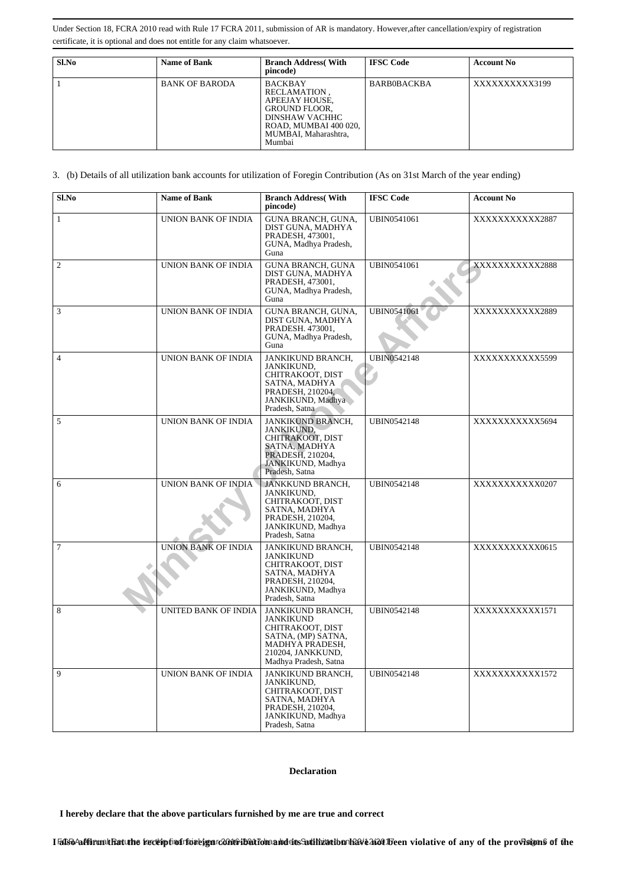Under Section 18, FCRA 2010 read with Rule 17 FCRA 2011, submission of AR is mandatory. However,after cancellation/expiry of registration certificate, it is optional and does not entitle for any claim whatsoever.

| Sl.No | Name of Bank | Branch Address( With pincode) | IFSC Code | Account No |
|---|---|---|---|---|
| 1 | BANK OF BARODA | BACKBAY RECLAMATION , APEEJAY HOUSE, GROUND FLOOR, DINSHAW VACHHC ROAD, MUMBAI 400 020, MUMBAI, Maharashtra, Mumbai | BARB0BACKBA | XXXXXXXXXX3199 |

3. (b) Details of all utilization bank accounts for utilization of Foregin Contribution (As on 31st March of the year ending)

| Sl.No | Name of Bank | Branch Address( With pincode) | IFSC Code | Account No |
|---|---|---|---|---|
| 1 | UNION BANK OF INDIA | GUNA BRANCH, GUNA, DIST GUNA, MADHYA PRADESH, 473001, GUNA, Madhya Pradesh, Guna | UBIN0541061 | XXXXXXXXXXX2887 |
| 2 | UNION BANK OF INDIA | GUNA BRANCH, GUNA DIST GUNA, MADHYA PRADESH, 473001, GUNA, Madhya Pradesh, Guna | UBIN0541061 | XXXXXXXXXXX2888 |
| 3 | UNION BANK OF INDIA | GUNA BRANCH, GUNA, DIST GUNA, MADHYA PRADESH. 473001, GUNA, Madhya Pradesh, Guna | UBIN0541061 | XXXXXXXXXXX2889 |
| 4 | UNION BANK OF INDIA | JANKIKUND BRANCH, JANKIKUND, CHITRAKOOT, DIST SATNA, MADHYA PRADESH, 210204, JANKIKUND, Madhya Pradesh, Satna | UBIN0542148 | XXXXXXXXXXX5599 |
| 5 | UNION BANK OF INDIA | JANKIKUND BRANCH, JANKIKUND, CHITRAKOOT, DIST SATNA, MADHYA PRADESH, 210204, JANKIKUND, Madhya Pradesh, Satna | UBIN0542148 | XXXXXXXXXXX5694 |
| 6 | UNION BANK OF INDIA | JANKKUND BRANCH, JANKIKUND, CHITRAKOOT, DIST SATNA, MADHYA PRADESH, 210204, JANKIKUND, Madhya Pradesh, Satna | UBIN0542148 | XXXXXXXXXXX0207 |
| 7 | UNION BANK OF INDIA | JANKIKUND BRANCH, JANKIKUND CHITRAKOOT, DIST SATNA, MADHYA PRADESH, 210204, JANKIKUND, Madhya Pradesh, Satna | UBIN0542148 | XXXXXXXXXXX0615 |
| 8 | UNITED BANK OF INDIA | JANKIKUND BRANCH, JANKIKUND CHITRAKOOT, DIST SATNA, (MP) SATNA, MADHYA PRADESH, 210204, JANKKUND, Madhya Pradesh, Satna | UBIN0542148 | XXXXXXXXXXX1571 |
| 9 | UNION BANK OF INDIA | JANKIKUND BRANCH, JANKIKUND, CHITRAKOOT, DIST SATNA, MADHYA PRADESH, 210204, JANKIKUND, Madhya Pradesh, Satna | UBIN0542148 | XXXXXXXXXXX1572 |

**Declaration**

**I hereby declare that the above particulars furnished by me are true and correct**

**I also affirm that the receipt of foreign contribution and its utilization have not been violative of any of the provisions of the**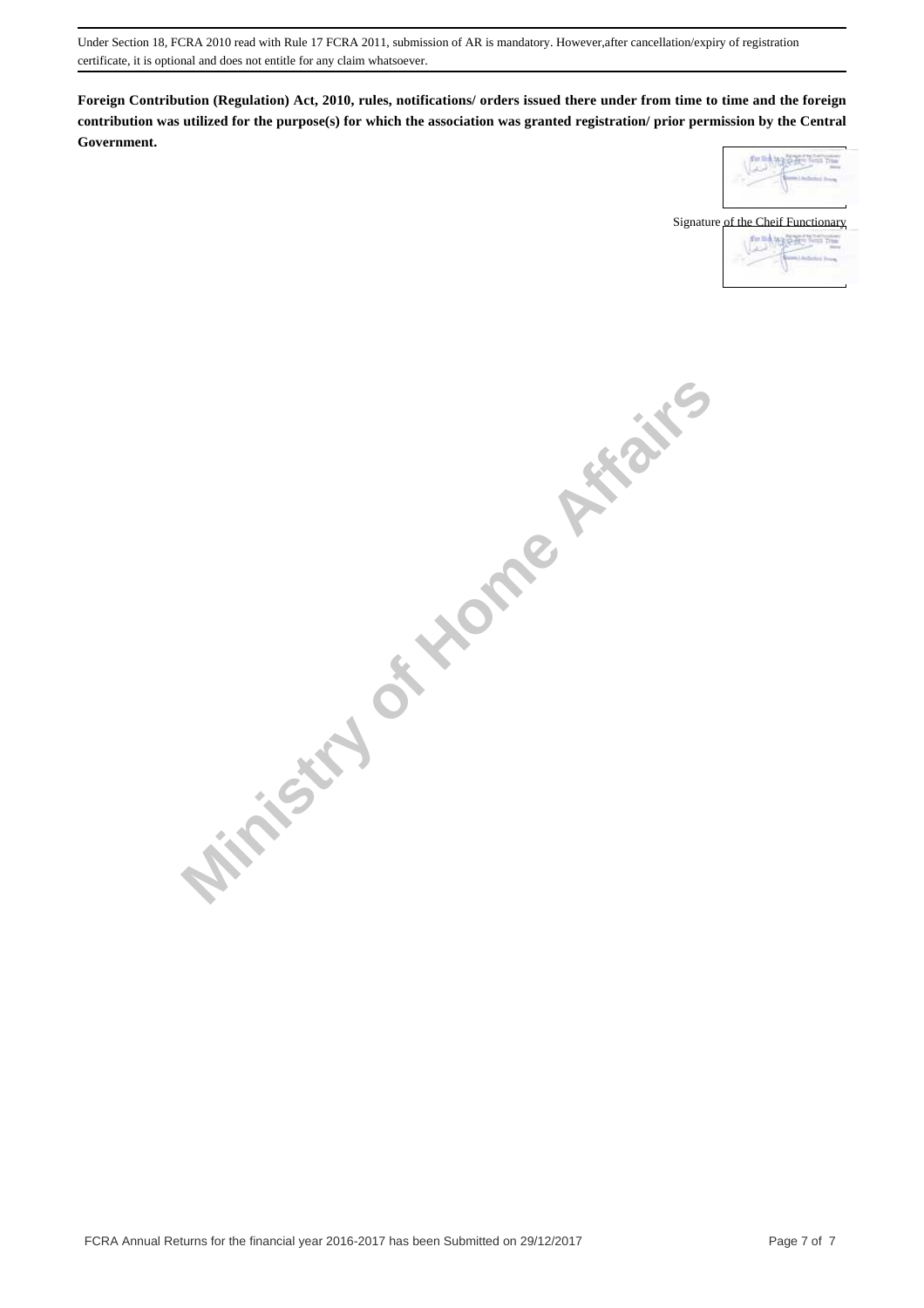Under Section 18, FCRA 2010 read with Rule 17 FCRA 2011, submission of AR is mandatory. However,after cancellation/expiry of registration certificate, it is optional and does not entitle for any claim whatsoever.

**Foreign Contribution (Regulation) Act, 2010, rules, notifications/ orders issued there under from time to time and the foreign contribution was utilized for the purpose(s) for which the association was granted registration/ prior permission by the Central Government.**

Signature of the Cheif Functionary